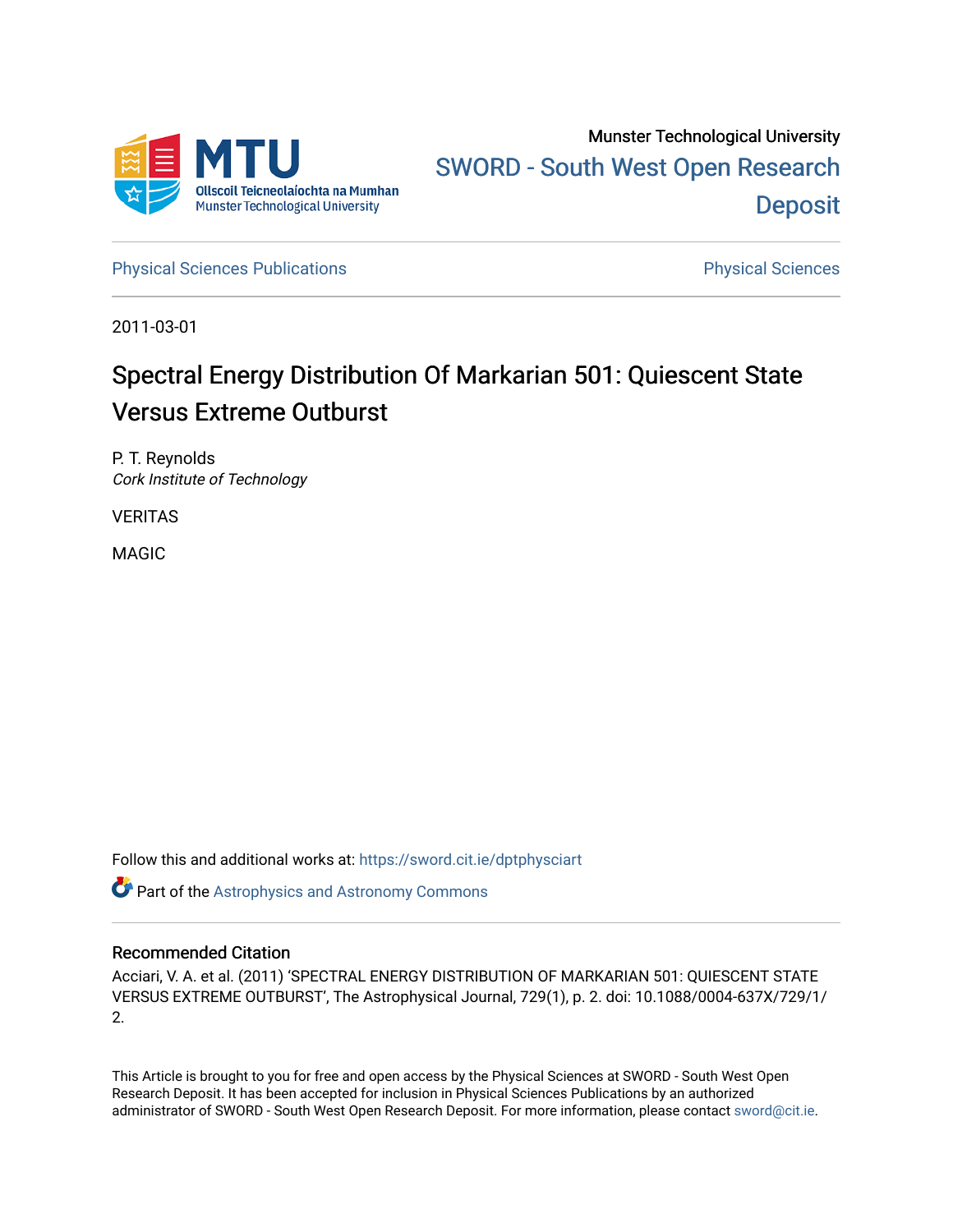Munster Technological University

SWORD - South West Open Research Deposit

Physical Sciences Publications

Physical Sciences

2011-03-01

# Spectral Energy Distribution Of Markarian 501: Quiescent State Versus Extreme Outburst

P. T. Reynolds
*Cork Institute of Technology*

VERITAS

MAGIC

Follow this and additional works at: https://sword.cit.ie/dptphysciart

Part of the Astrophysics and Astronomy Commons

## Recommended Citation

Acciari, V. A. et al. (2011) 'SPECTRAL ENERGY DISTRIBUTION OF MARKARIAN 501: QUIESCENT STATE VERSUS EXTREME OUTBURST', The Astrophysical Journal, 729(1), p. 2. doi: 10.1088/0004-637X/729/1/2.

This Article is brought to you for free and open access by the Physical Sciences at SWORD - South West Open Research Deposit. It has been accepted for inclusion in Physical Sciences Publications by an authorized administrator of SWORD - South West Open Research Deposit. For more information, please contact sword@cit.ie.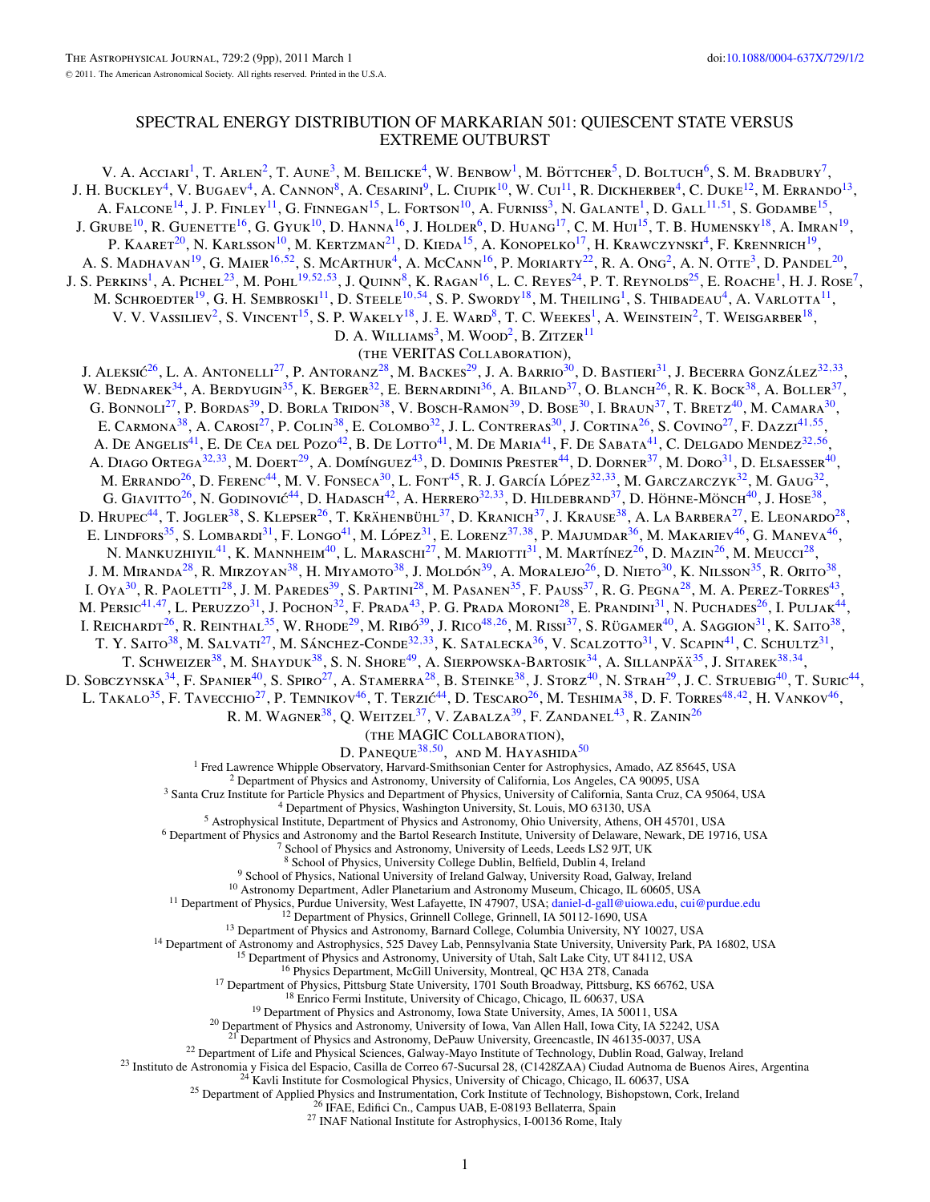# SPECTRAL ENERGY DISTRIBUTION OF MARKARIAN 501: QUIESCENT STATE VERSUS EXTREME OUTBURST

V. A. Acciari[1], T. Arlen[2], T. Aune[3], M. Beilicke[4], W. Benbow[1], M. Böttcher[5], D. Boltuch[6], S. M. Bradbury[7], J. H. Buckley[4], V. Bugaev[4], A. Cannon[8], A. Cesarini[9], L. Ciupik[10], W. Cui[11], R. Dickherber[4], C. Duke[12], M. Errando[13], A. Falcone[14], J. P. Finley[11], G. Finnegan[15], L. Fortson[10], A. Furniss[3], N. Galante[1], D. Gall[11,51], S. Godambe[15], J. Grube[10], R. Guenette[16], G. Gyuk[10], D. Hanna[16], J. Holder[6], D. Huang[17], C. M. Hui[15], T. B. Humensky[18], A. Imran[19], P. Kaaret[20], N. Karlsson[10], M. Kertzman[21], D. Kieda[15], A. Konopelko[17], H. Krawczynski[4], F. Krennrich[19], A. S. Madhavan[19], G. Maier[16,52], S. McArthur[4], A. McCann[16], P. Moriarty[22], R. A. Ong[2], A. N. Otte[3], D. Pandel[20], J. S. Perkins[1], A. Pichel[23], M. Pohl[19,52,53], J. Quinn[8], K. Ragan[16], L. C. Reyes[24], P. T. Reynolds[25], E. Roache[1], H. J. Rose[7], M. Schroedter[19], G. H. Sembroski[11], D. Steele[10,54], S. P. Swordy[18], M. Theiling[1], S. Thibadeau[4], A. Varlotta[11], V. V. Vassiliev[2], S. Vincent[15], S. P. Wakely[18], J. E. Ward[8], T. C. Weekes[1], A. Weinstein[2], T. Weisgarber[18], D. A. Williams[3], M. Wood[2], B. Zitzer[11]

(the VERITAS Collaboration),

J. Aleksić[26], L. A. Antonelli[27], P. Antoranz[28], M. Backes[29], J. A. Barrio[30], D. Bastieri[31], J. Becerra González[32,33], W. Bednarek[34], A. Berdyugin[35], K. Berger[32], E. Bernardini[36], A. Biland[37], O. Blanch[26], R. K. Bock[38], A. Boller[37], G. Bonnoli[27], P. Bordas[39], D. Borla Tridon[38], V. Bosch-Ramon[39], D. Bose[30], I. Braun[37], T. Bretz[40], M. Camara[30], E. Carmona[38], A. Carosi[27], P. Colin[38], E. Colombo[32], J. L. Contreras[30], J. Cortina[26], S. Covino[27], F. Dazzi[41,55], A. De Angelis[41], E. De Cea del Pozo[42], B. De Lotto[41], M. De Maria[41], F. De Sabata[41], C. Delgado Mendez[32,56], A. Diago Ortega[32,33], M. Doert[29], A. Domínguez[43], D. Dominis Prester[44], D. Dorner[37], M. Doro[31], D. Elsaesser[40], M. Errando[26], D. Ferenc[44], M. V. Fonseca[30], L. Font[45], R. J. García López[32,33], M. Garczarczyk[32], M. Gaug[32], G. Giavitto[26], N. Godinović[44], D. Hadasch[42], A. Herrero[32,33], D. Hildebrand[37], D. Höhne-Mönch[40], J. Hose[38], D. Hrupec[44], T. Jogler[38], S. Klepser[26], T. Krähenbühl[37], D. Kranich[37], J. Krause[38], A. La Barbera[27], E. Leonardo[28], E. Lindfors[35], S. Lombardi[31], F. Longo[41], M. López[31], E. Lorenz[37,38], P. Majumdar[36], M. Makariev[46], G. Maneva[46], N. Mankuzhiyil[41], K. Mannheim[40], L. Maraschi[27], M. Mariotti[31], M. Martínez[26], D. Mazin[26], M. Meucci[28], J. M. Miranda[28], R. Mirzoyan[38], H. Miyamoto[38], J. Moldón[39], A. Moralejo[26], D. Nieto[30], K. Nilsson[35], R. Orito[38], I. Oya[30], R. Paoletti[28], J. M. Paredes[39], S. Partini[28], M. Pasanen[35], F. Pauss[37], R. G. Pegna[28], M. A. Perez-Torres[43], M. Persic[41,47], L. Peruzzo[31], J. Pochon[32], F. Prada[43], P. G. Prada Moroni[28], E. Prandini[31], N. Puchades[26], I. Puljak[44], I. Reichardt[26], R. Reinthal[35], W. Rhode[29], M. Ribó[39], J. Rico[48,26], M. Rissi[37], S. Rügamer[40], A. Saggion[31], K. Saito[38], T. Y. Saito[38], M. Salvati[27], M. Sánchez-Conde[32,33], K. Satalecka[36], V. Scalzotto[31], V. Scapin[41], C. Schultz[31], T. Schweizer[38], M. Shayduk[38], S. N. Shore[49], A. Sierpowska-Bartosik[34], A. Sillanpää[35], J. Sitarek[38,34], D. Sobczynska[34], F. Spanier[40], S. Spiro[27], A. Stamerra[28], B. Steinke[38], J. Storz[40], N. Strah[29], J. C. Struebig[40], T. Suric[44], L. Takalo[35], F. Tavecchio[27], P. Temnikov[46], T. Terzić[44], D. Tescaro[26], M. Teshima[38], D. F. Torres[48,42], H. Vankov[46], R. M. Wagner[38], Q. Weitzel[37], V. Zabalza[39], F. Zandanel[43], R. Zanin[26]

(the MAGIC Collaboration),

D. Paneque[38,50], and M. Hayashida[50]

[1] Fred Lawrence Whipple Observatory, Harvard-Smithsonian Center for Astrophysics, Amado, AZ 85645, USA
[2] Department of Physics and Astronomy, University of California, Los Angeles, CA 90095, USA
[3] Santa Cruz Institute for Particle Physics and Department of Physics, University of California, Santa Cruz, CA 95064, USA
[4] Department of Physics, Washington University, St. Louis, MO 63130, USA
[5] Astrophysical Institute, Department of Physics and Astronomy, Ohio University, Athens, OH 45701, USA
[6] Department of Physics and Astronomy and the Bartol Research Institute, University of Delaware, Newark, DE 19716, USA
[7] School of Physics and Astronomy, University of Leeds, Leeds LS2 9JT, UK
[8] School of Physics, University College Dublin, Belfield, Dublin 4, Ireland
[9] School of Physics, National University of Ireland Galway, University Road, Galway, Ireland
[10] Astronomy Department, Adler Planetarium and Astronomy Museum, Chicago, IL 60605, USA
[11] Department of Physics, Purdue University, West Lafayette, IN 47907, USA; daniel-d-gall@uiowa.edu, cui@purdue.edu
[12] Department of Physics, Grinnell College, Grinnell, IA 50112-1690, USA
[13] Department of Physics and Astronomy, Barnard College, Columbia University, NY 10027, USA
[14] Department of Astronomy and Astrophysics, 525 Davey Lab, Pennsylvania State University, University Park, PA 16802, USA
[15] Department of Physics and Astronomy, University of Utah, Salt Lake City, UT 84112, USA
[16] Physics Department, McGill University, Montreal, QC H3A 2T8, Canada
[17] Department of Physics, Pittsburg State University, 1701 South Broadway, Pittsburg, KS 66762, USA
[18] Enrico Fermi Institute, University of Chicago, Chicago, IL 60637, USA
[19] Department of Physics and Astronomy, Iowa State University, Ames, IA 50011, USA
[20] Department of Physics and Astronomy, University of Iowa, Van Allen Hall, Iowa City, IA 52242, USA
[21] Department of Physics and Astronomy, DePauw University, Greencastle, IN 46135-0037, USA
[22] Department of Life and Physical Sciences, Galway-Mayo Institute of Technology, Dublin Road, Galway, Ireland
[23] Instituto de Astronomia y Fisica del Espacio, Casilla de Correo 67-Sucursal 28, (C1428ZAA) Ciudad Autnoma de Buenos Aires, Argentina
[24] Kavli Institute for Cosmological Physics, University of Chicago, Chicago, IL 60637, USA
[25] Department of Applied Physics and Instrumentation, Cork Institute of Technology, Bishopstown, Cork, Ireland
[26] IFAE, Edifici Cn., Campus UAB, E-08193 Bellaterra, Spain
[27] INAF National Institute for Astrophysics, I-00136 Rome, Italy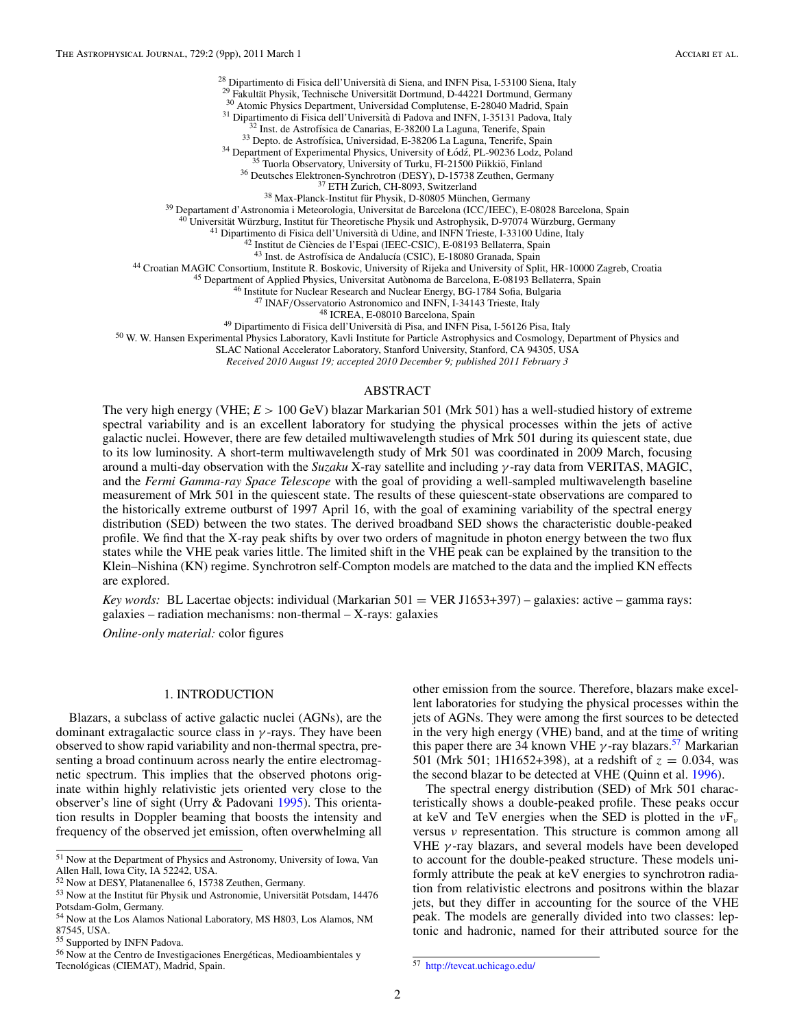[28] Dipartimento di Fisica dell'Università di Siena, and INFN Pisa, I-53100 Siena, Italy
[29] Fakultät Physik, Technische Universität Dortmund, D-44221 Dortmund, Germany
[30] Atomic Physics Department, Universidad Complutense, E-28040 Madrid, Spain
[31] Dipartimento di Fisica dell'Università di Padova and INFN, I-35131 Padova, Italy
[32] Inst. de Astrofísica de Canarias, E-38200 La Laguna, Tenerife, Spain
[33] Depto. de Astrofísica, Universidad, E-38206 La Laguna, Tenerife, Spain
[34] Department of Experimental Physics, University of Łódź, PL-90236 Lodz, Poland
[35] Tuorla Observatory, University of Turku, FI-21500 Piikkiö, Finland
[36] Deutsches Elektronen-Synchrotron (DESY), D-15738 Zeuthen, Germany
[37] ETH Zurich, CH-8093, Switzerland
[38] Max-Planck-Institut für Physik, D-80805 München, Germany
[39] Departament d'Astronomia i Meteorologia, Universitat de Barcelona (ICC/IEEC), E-08028 Barcelona, Spain
[40] Universität Würzburg, Institut für Theoretische Physik und Astrophysik, D-97074 Würzburg, Germany
[41] Dipartimento di Fisica dell'Università di Udine, and INFN Trieste, I-33100 Udine, Italy
[42] Institut de Ciències de l'Espai (IEEC-CSIC), E-08193 Bellaterra, Spain
[43] Inst. de Astrofísica de Andalucía (CSIC), E-18080 Granada, Spain
[44] Croatian MAGIC Consortium, Institute R. Boskovic, University of Rijeka and University of Split, HR-10000 Zagreb, Croatia
[45] Department of Applied Physics, Universitat Autònoma de Barcelona, E-08193 Bellaterra, Spain
[46] Institute for Nuclear Research and Nuclear Energy, BG-1784 Sofia, Bulgaria
[47] INAF/Osservatorio Astronomico and INFN, I-34143 Trieste, Italy
[48] ICREA, E-08010 Barcelona, Spain
[49] Dipartimento di Fisica dell'Università di Pisa, and INFN Pisa, I-56126 Pisa, Italy
[50] W. W. Hansen Experimental Physics Laboratory, Kavli Institute for Particle Astrophysics and Cosmology, Department of Physics and SLAC National Accelerator Laboratory, Stanford University, Stanford, CA 94305, USA

*Received 2010 August 19; accepted 2010 December 9; published 2011 February 3*

## ABSTRACT

The very high energy (VHE; $E > 100$ GeV) blazar Markarian 501 (Mrk 501) has a well-studied history of extreme spectral variability and is an excellent laboratory for studying the physical processes within the jets of active galactic nuclei. However, there are few detailed multiwavelength studies of Mrk 501 during its quiescent state, due to its low luminosity. A short-term multiwavelength study of Mrk 501 was coordinated in 2009 March, focusing around a multi-day observation with the *Suzaku* X-ray satellite and including $\gamma$-ray data from VERITAS, MAGIC, and the *Fermi Gamma-ray Space Telescope* with the goal of providing a well-sampled multiwavelength baseline measurement of Mrk 501 in the quiescent state. The results of these quiescent-state observations are compared to the historically extreme outburst of 1997 April 16, with the goal of examining variability of the spectral energy distribution (SED) between the two states. The derived broadband SED shows the characteristic double-peaked profile. We find that the X-ray peak shifts by over two orders of magnitude in photon energy between the two flux states while the VHE peak varies little. The limited shift in the VHE peak can be explained by the transition to the Klein–Nishina (KN) regime. Synchrotron self-Compton models are matched to the data and the implied KN effects are explored.

*Key words:* BL Lacertae objects: individual (Markarian 501 = VER J1653+397) – galaxies: active – gamma rays: galaxies – radiation mechanisms: non-thermal – X-rays: galaxies

*Online-only material:* color figures

## 1. INTRODUCTION

Blazars, a subclass of active galactic nuclei (AGNs), are the dominant extragalactic source class in $\gamma$-rays. They have been observed to show rapid variability and non-thermal spectra, presenting a broad continuum across nearly the entire electromagnetic spectrum. This implies that the observed photons originate within highly relativistic jets oriented very close to the observer's line of sight (Urry & Padovani 1995). This orientation results in Doppler beaming that boosts the intensity and frequency of the observed jet emission, often overwhelming all other emission from the source. Therefore, blazars make excellent laboratories for studying the physical processes within the jets of AGNs. They were among the first sources to be detected in the very high energy (VHE) band, and at the time of writing this paper there are 34 known VHE $\gamma$-ray blazars.[57] Markarian 501 (Mrk 501; 1H1652+398), at a redshift of $z = 0.034$, was the second blazar to be detected at VHE (Quinn et al. 1996).

The spectral energy distribution (SED) of Mrk 501 characteristically shows a double-peaked profile. These peaks occur at keV and TeV energies when the SED is plotted in the $\nu F_\nu$ versus $\nu$ representation. This structure is common among all VHE $\gamma$-ray blazars, and several models have been developed to account for the double-peaked structure. These models uniformly attribute the peak at keV energies to synchrotron radiation from relativistic electrons and positrons within the blazar jets, but they differ in accounting for the source of the VHE peak. The models are generally divided into two classes: leptonic and hadronic, named for their attributed source for the

[51] Now at the Department of Physics and Astronomy, University of Iowa, Van Allen Hall, Iowa City, IA 52242, USA.
[52] Now at DESY, Platanenallee 6, 15738 Zeuthen, Germany.
[53] Now at the Institut für Physik und Astronomie, Universität Potsdam, 14476 Potsdam-Golm, Germany.
[54] Now at the Los Alamos National Laboratory, MS H803, Los Alamos, NM 87545, USA.
[55] Supported by INFN Padova.
[56] Now at the Centro de Investigaciones Energéticas, Medioambientales y Tecnológicas (CIEMAT), Madrid, Spain.
[57] http://tevcat.uchicago.edu/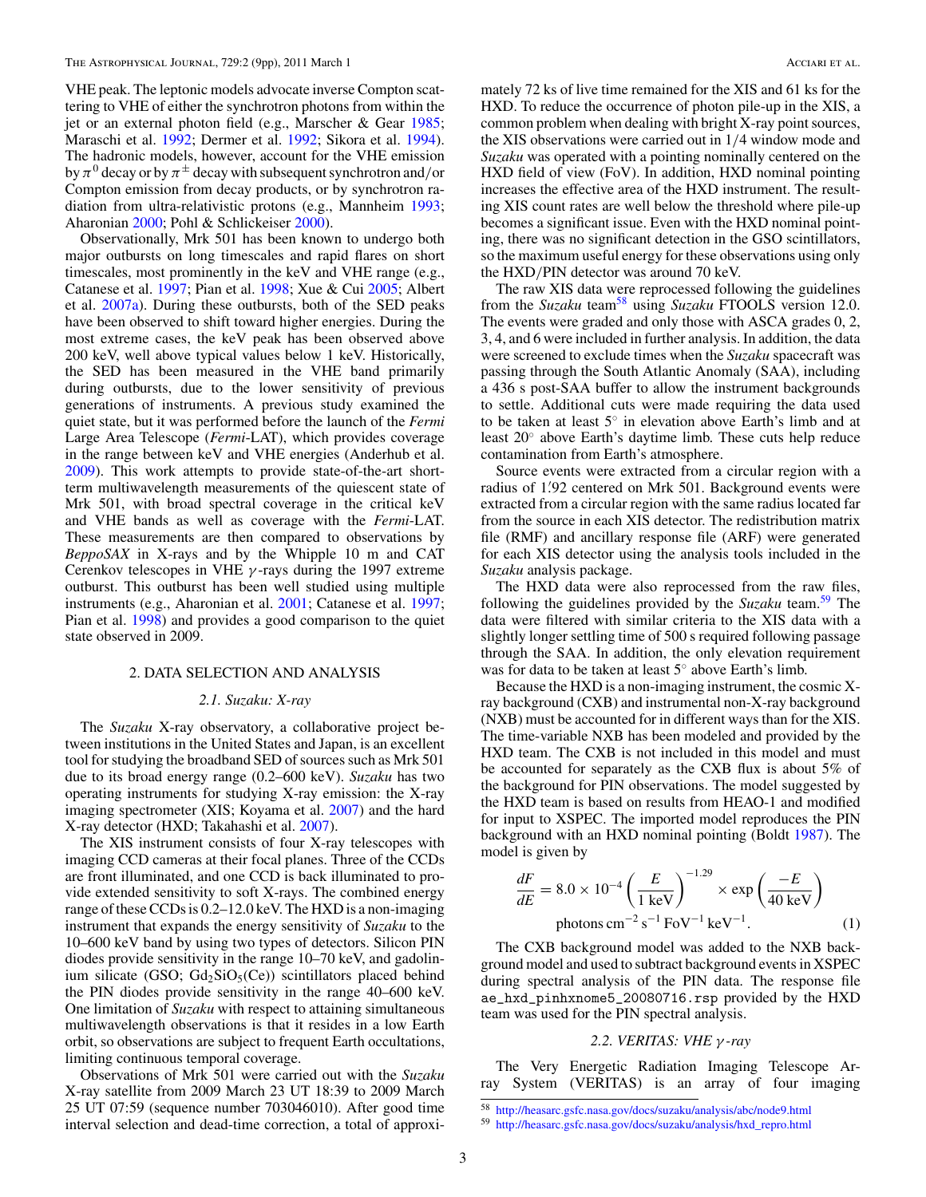VHE peak. The leptonic models advocate inverse Compton scattering to VHE of either the synchrotron photons from within the jet or an external photon field (e.g., Marscher & Gear 1985; Maraschi et al. 1992; Dermer et al. 1992; Sikora et al. 1994). The hadronic models, however, account for the VHE emission by $\pi^0$ decay or by $\pi^{\pm}$ decay with subsequent synchrotron and/or Compton emission from decay products, or by synchrotron radiation from ultra-relativistic protons (e.g., Mannheim 1993; Aharonian 2000; Pohl & Schlickeiser 2000).

Observationally, Mrk 501 has been known to undergo both major outbursts on long timescales and rapid flares on short timescales, most prominently in the keV and VHE range (e.g., Catanese et al. 1997; Pian et al. 1998; Xue & Cui 2005; Albert et al. 2007a). During these outbursts, both of the SED peaks have been observed to shift toward higher energies. During the most extreme cases, the keV peak has been observed above 200 keV, well above typical values below 1 keV. Historically, the SED has been measured in the VHE band primarily during outbursts, due to the lower sensitivity of previous generations of instruments. A previous study examined the quiet state, but it was performed before the launch of the *Fermi* Large Area Telescope (*Fermi*-LAT), which provides coverage in the range between keV and VHE energies (Anderhub et al. 2009). This work attempts to provide state-of-the-art short-term multiwavelength measurements of the quiescent state of Mrk 501, with broad spectral coverage in the critical keV and VHE bands as well as coverage with the *Fermi*-LAT. These measurements are then compared to observations by *BeppoSAX* in X-rays and by the Whipple 10 m and CAT Cerenkov telescopes in VHE $\gamma$-rays during the 1997 extreme outburst. This outburst has been well studied using multiple instruments (e.g., Aharonian et al. 2001; Catanese et al. 1997; Pian et al. 1998) and provides a good comparison to the quiet state observed in 2009.

## 2. DATA SELECTION AND ANALYSIS

### 2.1. *Suzaku*: X-ray

The *Suzaku* X-ray observatory, a collaborative project between institutions in the United States and Japan, is an excellent tool for studying the broadband SED of sources such as Mrk 501 due to its broad energy range (0.2–600 keV). *Suzaku* has two operating instruments for studying X-ray emission: the X-ray imaging spectrometer (XIS; Koyama et al. 2007) and the hard X-ray detector (HXD; Takahashi et al. 2007).

The XIS instrument consists of four X-ray telescopes with imaging CCD cameras at their focal planes. Three of the CCDs are front illuminated, and one CCD is back illuminated to provide extended sensitivity to soft X-rays. The combined energy range of these CCDs is 0.2–12.0 keV. The HXD is a non-imaging instrument that expands the energy sensitivity of *Suzaku* to the 10–600 keV band by using two types of detectors. Silicon PIN diodes provide sensitivity in the range 10–70 keV, and gadolinium silicate (GSO; $Gd_2SiO_5(Ce)$) scintillators placed behind the PIN diodes provide sensitivity in the range 40–600 keV. One limitation of *Suzaku* with respect to attaining simultaneous multiwavelength observations is that it resides in a low Earth orbit, so observations are subject to frequent Earth occultations, limiting continuous temporal coverage.

Observations of Mrk 501 were carried out with the *Suzaku* X-ray satellite from 2009 March 23 UT 18:39 to 2009 March 25 UT 07:59 (sequence number 703046010). After good time interval selection and dead-time correction, a total of approximately 72 ks of live time remained for the XIS and 61 ks for the HXD. To reduce the occurrence of photon pile-up in the XIS, a common problem when dealing with bright X-ray point sources, the XIS observations were carried out in 1/4 window mode and *Suzaku* was operated with a pointing nominally centered on the HXD field of view (FoV). In addition, HXD nominal pointing increases the effective area of the HXD instrument. The resulting XIS count rates are well below the threshold where pile-up becomes a significant issue. Even with the HXD nominal pointing, there was no significant detection in the GSO scintillators, so the maximum useful energy for these observations using only the HXD/PIN detector was around 70 keV.

The raw XIS data were reprocessed following the guidelines from the *Suzaku* team[58] using *Suzaku* FTOOLS version 12.0. The events were graded and only those with ASCA grades 0, 2, 3, 4, and 6 were included in further analysis. In addition, the data were screened to exclude times when the *Suzaku* spacecraft was passing through the South Atlantic Anomaly (SAA), including a 436 s post-SAA buffer to allow the instrument backgrounds to settle. Additional cuts were made requiring the data used to be taken at least 5° in elevation above Earth's limb and at least 20° above Earth's daytime limb. These cuts help reduce contamination from Earth's atmosphere.

Source events were extracted from a circular region with a radius of 1.′92 centered on Mrk 501. Background events were extracted from a circular region with the same radius located far from the source in each XIS detector. The redistribution matrix file (RMF) and ancillary response file (ARF) were generated for each XIS detector using the analysis tools included in the *Suzaku* analysis package.

The HXD data were also reprocessed from the raw files, following the guidelines provided by the *Suzaku* team.[59] The data were filtered with similar criteria to the XIS data with a slightly longer settling time of 500 s required following passage through the SAA. In addition, the only elevation requirement was for data to be taken at least 5° above Earth's limb.

Because the HXD is a non-imaging instrument, the cosmic X-ray background (CXB) and instrumental non-X-ray background (NXB) must be accounted for in different ways than for the XIS. The time-variable NXB has been modeled and provided by the HXD team. The CXB is not included in this model and must be accounted for separately as the CXB flux is about 5% of the background for PIN observations. The model suggested by the HXD team is based on results from HEAO-1 and modified for input to XSPEC. The imported model reproduces the PIN background with an HXD nominal pointing (Boldt 1987). The model is given by

$$\frac{dF}{dE} = 8.0 \times 10^{-4} \left(\frac{E}{1\ \mathrm{keV}}\right)^{-1.29} \times \exp\left(\frac{-E}{40\ \mathrm{keV}}\right) \quad \mathrm{photons\ cm^{-2}\ s^{-1}\ FoV^{-1}\ keV^{-1}}. \tag{1}$$

The CXB background model was added to the NXB background model and used to subtract background events in XSPEC during spectral analysis of the PIN data. The response file `ae_hxd_pinhxnome5_20080716.rsp` provided by the HXD team was used for the PIN spectral analysis.

### 2.2. VERITAS: VHE $\gamma$-ray

The Very Energetic Radiation Imaging Telescope Array System (VERITAS) is an array of four imaging

[58] http://heasarc.gsfc.nasa.gov/docs/suzaku/analysis/abc/node9.html

[59] http://heasarc.gsfc.nasa.gov/docs/suzaku/analysis/hxd_repro.html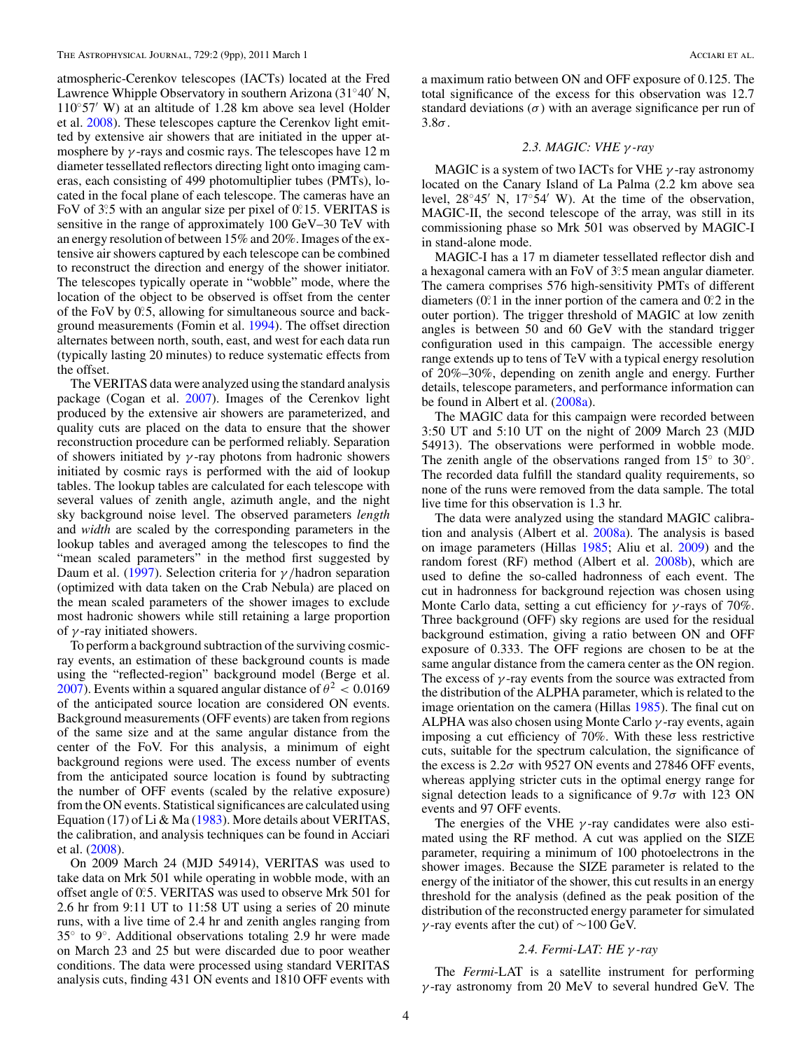atmospheric-Cerenkov telescopes (IACTs) located at the Fred Lawrence Whipple Observatory in southern Arizona (31°40′ N, 110°57′ W) at an altitude of 1.28 km above sea level (Holder et al. 2008). These telescopes capture the Cerenkov light emitted by extensive air showers that are initiated in the upper atmosphere by $\gamma$-rays and cosmic rays. The telescopes have 12 m diameter tessellated reflectors directing light onto imaging cameras, each consisting of 499 photomultiplier tubes (PMTs), located in the focal plane of each telescope. The cameras have an FoV of 3°.5 with an angular size per pixel of 0°.15. VERITAS is sensitive in the range of approximately 100 GeV–30 TeV with an energy resolution of between 15% and 20%. Images of the extensive air showers captured by each telescope can be combined to reconstruct the direction and energy of the shower initiator. The telescopes typically operate in "wobble" mode, where the location of the object to be observed is offset from the center of the FoV by 0°.5, allowing for simultaneous source and background measurements (Fomin et al. 1994). The offset direction alternates between north, south, east, and west for each data run (typically lasting 20 minutes) to reduce systematic effects from the offset.

The VERITAS data were analyzed using the standard analysis package (Cogan et al. 2007). Images of the Cerenkov light produced by the extensive air showers are parameterized, and quality cuts are placed on the data to ensure that the shower reconstruction procedure can be performed reliably. Separation of showers initiated by $\gamma$-ray photons from hadronic showers initiated by cosmic rays is performed with the aid of lookup tables. The lookup tables are calculated for each telescope with several values of zenith angle, azimuth angle, and the night sky background noise level. The observed parameters *length* and *width* are scaled by the corresponding parameters in the lookup tables and averaged among the telescopes to find the "mean scaled parameters" in the method first suggested by Daum et al. (1997). Selection criteria for $\gamma$/hadron separation (optimized with data taken on the Crab Nebula) are placed on the mean scaled parameters of the shower images to exclude most hadronic showers while still retaining a large proportion of $\gamma$-ray initiated showers.

To perform a background subtraction of the surviving cosmic-ray events, an estimation of these background counts is made using the "reflected-region" background model (Berge et al. 2007). Events within a squared angular distance of $\theta^2 < 0.0169$ of the anticipated source location are considered ON events. Background measurements (OFF events) are taken from regions of the same size and at the same angular distance from the center of the FoV. For this analysis, a minimum of eight background regions were used. The excess number of events from the anticipated source location is found by subtracting the number of OFF events (scaled by the relative exposure) from the ON events. Statistical significances are calculated using Equation (17) of Li & Ma (1983). More details about VERITAS, the calibration, and analysis techniques can be found in Acciari et al. (2008).

On 2009 March 24 (MJD 54914), VERITAS was used to take data on Mrk 501 while operating in wobble mode, with an offset angle of 0°.5. VERITAS was used to observe Mrk 501 for 2.6 hr from 9:11 UT to 11:58 UT using a series of 20 minute runs, with a live time of 2.4 hr and zenith angles ranging from 35° to 9°. Additional observations totaling 2.9 hr were made on March 23 and 25 but were discarded due to poor weather conditions. The data were processed using standard VERITAS analysis cuts, finding 431 ON events and 1810 OFF events with a maximum ratio between ON and OFF exposure of 0.125. The total significance of the excess for this observation was 12.7 standard deviations ($\sigma$) with an average significance per run of 3.8$\sigma$.

### 2.3. MAGIC: VHE $\gamma$-ray

MAGIC is a system of two IACTs for VHE $\gamma$-ray astronomy located on the Canary Island of La Palma (2.2 km above sea level, 28°45′ N, 17°54′ W). At the time of the observation, MAGIC-II, the second telescope of the array, was still in its commissioning phase so Mrk 501 was observed by MAGIC-I in stand-alone mode.

MAGIC-I has a 17 m diameter tessellated reflector dish and a hexagonal camera with an FoV of 3°.5 mean angular diameter. The camera comprises 576 high-sensitivity PMTs of different diameters (0°.1 in the inner portion of the camera and 0°.2 in the outer portion). The trigger threshold of MAGIC at low zenith angles is between 50 and 60 GeV with the standard trigger configuration used in this campaign. The accessible energy range extends up to tens of TeV with a typical energy resolution of 20%–30%, depending on zenith angle and energy. Further details, telescope parameters, and performance information can be found in Albert et al. (2008a).

The MAGIC data for this campaign were recorded between 3:50 UT and 5:10 UT on the night of 2009 March 23 (MJD 54913). The observations were performed in wobble mode. The zenith angle of the observations ranged from 15° to 30°. The recorded data fulfill the standard quality requirements, so none of the runs were removed from the data sample. The total live time for this observation is 1.3 hr.

The data were analyzed using the standard MAGIC calibration and analysis (Albert et al. 2008a). The analysis is based on image parameters (Hillas 1985; Aliu et al. 2009) and the random forest (RF) method (Albert et al. 2008b), which are used to define the so-called hadronness of each event. The cut in hadronness for background rejection was chosen using Monte Carlo data, setting a cut efficiency for $\gamma$-rays of 70%. Three background (OFF) sky regions are used for the residual background estimation, giving a ratio between ON and OFF exposure of 0.333. The OFF regions are chosen to be at the same angular distance from the camera center as the ON region. The excess of $\gamma$-ray events from the source was extracted from the distribution of the ALPHA parameter, which is related to the image orientation on the camera (Hillas 1985). The final cut on ALPHA was also chosen using Monte Carlo $\gamma$-ray events, again imposing a cut efficiency of 70%. With these less restrictive cuts, suitable for the spectrum calculation, the significance of the excess is 2.2$\sigma$ with 9527 ON events and 27846 OFF events, whereas applying stricter cuts in the optimal energy range for signal detection leads to a significance of 9.7$\sigma$ with 123 ON events and 97 OFF events.

The energies of the VHE $\gamma$-ray candidates were also estimated using the RF method. A cut was applied on the SIZE parameter, requiring a minimum of 100 photoelectrons in the shower images. Because the SIZE parameter is related to the energy of the initiator of the shower, this cut results in an energy threshold for the analysis (defined as the peak position of the distribution of the reconstructed energy parameter for simulated $\gamma$-ray events after the cut) of $\sim$100 GeV.

### 2.4. *Fermi*-LAT: HE $\gamma$-ray

The *Fermi*-LAT is a satellite instrument for performing $\gamma$-ray astronomy from 20 MeV to several hundred GeV. The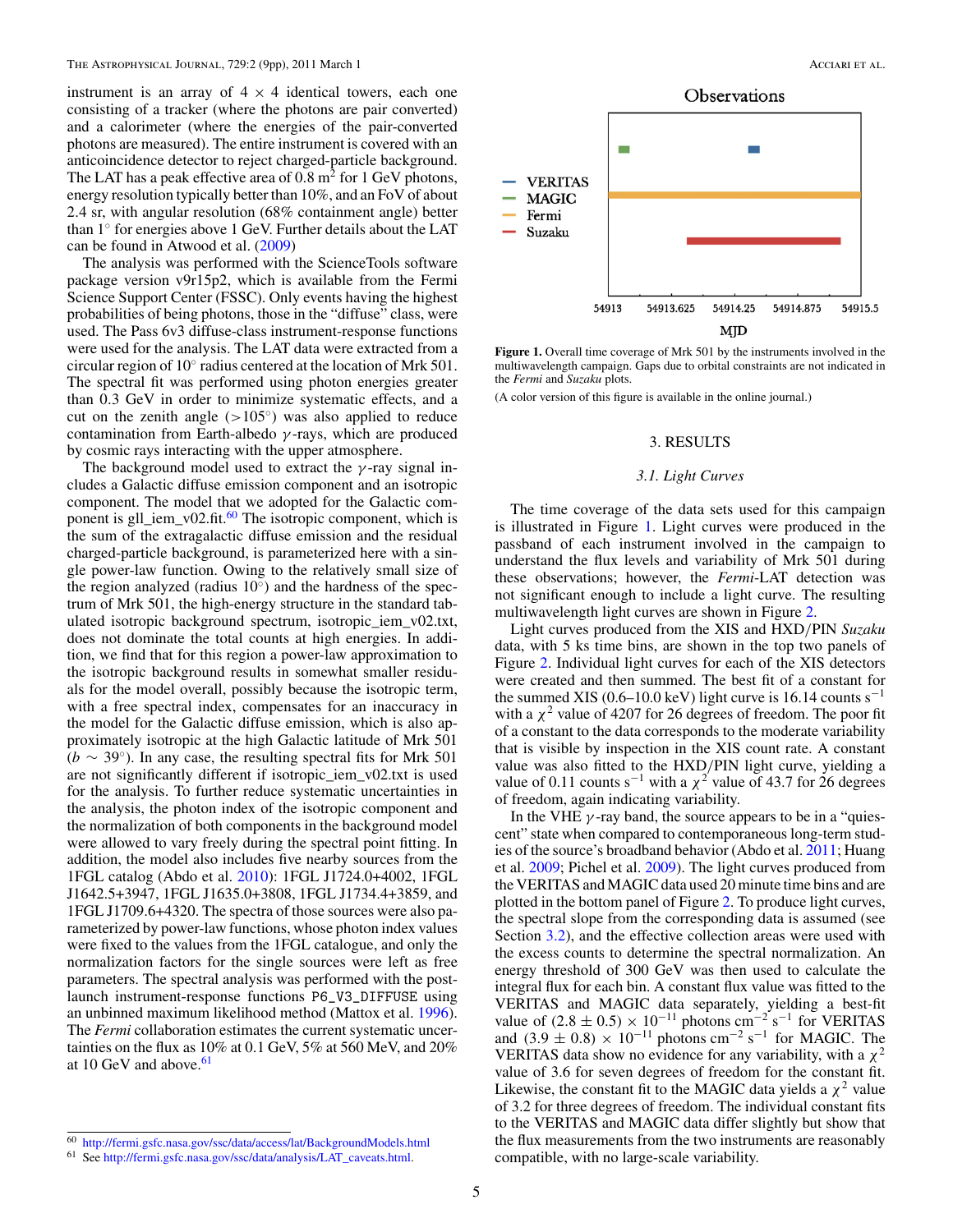instrument is an array of 4 × 4 identical towers, each one consisting of a tracker (where the photons are pair converted) and a calorimeter (where the energies of the pair-converted photons are measured). The entire instrument is covered with an anticoincidence detector to reject charged-particle background. The LAT has a peak effective area of 0.8 $m^2$ for 1 GeV photons, energy resolution typically better than 10%, and an FoV of about 2.4 sr, with angular resolution (68% containment angle) better than 1° for energies above 1 GeV. Further details about the LAT can be found in Atwood et al. (2009)

The analysis was performed with the ScienceTools software package version v9r15p2, which is available from the Fermi Science Support Center (FSSC). Only events having the highest probabilities of being photons, those in the "diffuse" class, were used. The Pass 6v3 diffuse-class instrument-response functions were used for the analysis. The LAT data were extracted from a circular region of 10° radius centered at the location of Mrk 501. The spectral fit was performed using photon energies greater than 0.3 GeV in order to minimize systematic effects, and a cut on the zenith angle (>105°) was also applied to reduce contamination from Earth-albedo $\gamma$-rays, which are produced by cosmic rays interacting with the upper atmosphere.

The background model used to extract the $\gamma$-ray signal includes a Galactic diffuse emission component and an isotropic component. The model that we adopted for the Galactic component is gll_iem_v02.fit.[60] The isotropic component, which is the sum of the extragalactic diffuse emission and the residual charged-particle background, is parameterized here with a single power-law function. Owing to the relatively small size of the region analyzed (radius 10°) and the hardness of the spectrum of Mrk 501, the high-energy structure in the standard tabulated isotropic background spectrum, isotropic_iem_v02.txt, does not dominate the total counts at high energies. In addition, we find that for this region a power-law approximation to the isotropic background results in somewhat smaller residuals for the model overall, possibly because the isotropic term, with a free spectral index, compensates for an inaccuracy in the model for the Galactic diffuse emission, which is also approximately isotropic at the high Galactic latitude of Mrk 501 ($b \sim 39°$). In any case, the resulting spectral fits for Mrk 501 are not significantly different if isotropic_iem_v02.txt is used for the analysis. To further reduce systematic uncertainties in the analysis, the photon index of the isotropic component and the normalization of both components in the background model were allowed to vary freely during the spectral point fitting. In addition, the model also includes five nearby sources from the 1FGL catalog (Abdo et al. 2010): 1FGL J1724.0+4002, 1FGL J1642.5+3947, 1FGL J1635.0+3808, 1FGL J1734.4+3859, and 1FGL J1709.6+4320. The spectra of those sources were also parameterized by power-law functions, whose photon index values were fixed to the values from the 1FGL catalogue, and only the normalization factors for the single sources were left as free parameters. The spectral analysis was performed with the post-launch instrument-response functions `P6_V3_DIFFUSE` using an unbinned maximum likelihood method (Mattox et al. 1996). The *Fermi* collaboration estimates the current systematic uncertainties on the flux as 10% at 0.1 GeV, 5% at 560 MeV, and 20% at 10 GeV and above.[61]

[60] http://fermi.gsfc.nasa.gov/ssc/data/access/lat/BackgroundModels.html

[61] See http://fermi.gsfc.nasa.gov/ssc/data/analysis/LAT_caveats.html.

**Figure 1.** Overall time coverage of Mrk 501 by the instruments involved in the multiwavelength campaign. Gaps due to orbital constraints are not indicated in the *Fermi* and *Suzaku* plots.

(A color version of this figure is available in the online journal.)

## 3. RESULTS

### 3.1. Light Curves

The time coverage of the data sets used for this campaign is illustrated in Figure 1. Light curves were produced in the passband of each instrument involved in the campaign to understand the flux levels and variability of Mrk 501 during these observations; however, the *Fermi*-LAT detection was not significant enough to include a light curve. The resulting multiwavelength light curves are shown in Figure 2.

Light curves produced from the XIS and HXD/PIN *Suzaku* data, with 5 ks time bins, are shown in the top two panels of Figure 2. Individual light curves for each of the XIS detectors were created and then summed. The best fit of a constant for the summed XIS (0.6–10.0 keV) light curve is 16.14 counts $s^{-1}$ with a $\chi^2$ value of 4207 for 26 degrees of freedom. The poor fit of a constant to the data corresponds to the moderate variability that is visible by inspection in the XIS count rate. A constant value was also fitted to the HXD/PIN light curve, yielding a value of 0.11 counts $s^{-1}$ with a $\chi^2$ value of 43.7 for 26 degrees of freedom, again indicating variability.

In the VHE $\gamma$-ray band, the source appears to be in a "quiescent" state when compared to contemporaneous long-term studies of the source's broadband behavior (Abdo et al. 2011; Huang et al. 2009; Pichel et al. 2009). The light curves produced from the VERITAS and MAGIC data used 20 minute time bins and are plotted in the bottom panel of Figure 2. To produce light curves, the spectral slope from the corresponding data is assumed (see Section 3.2), and the effective collection areas were used with the excess counts to determine the spectral normalization. An energy threshold of 300 GeV was then used to calculate the integral flux for each bin. A constant flux value was fitted to the VERITAS and MAGIC data separately, yielding a best-fit value of $(2.8 \pm 0.5) \times 10^{-11}$ photons $cm^{-2}$ $s^{-1}$ for VERITAS and $(3.9 \pm 0.8) \times 10^{-11}$ photons $cm^{-2}$ $s^{-1}$ for MAGIC. The VERITAS data show no evidence for any variability, with a $\chi^2$ value of 3.6 for seven degrees of freedom for the constant fit. Likewise, the constant fit to the MAGIC data yields a $\chi^2$ value of 3.2 for three degrees of freedom. The individual constant fits to the VERITAS and MAGIC data differ slightly but show that the flux measurements from the two instruments are reasonably compatible, with no large-scale variability.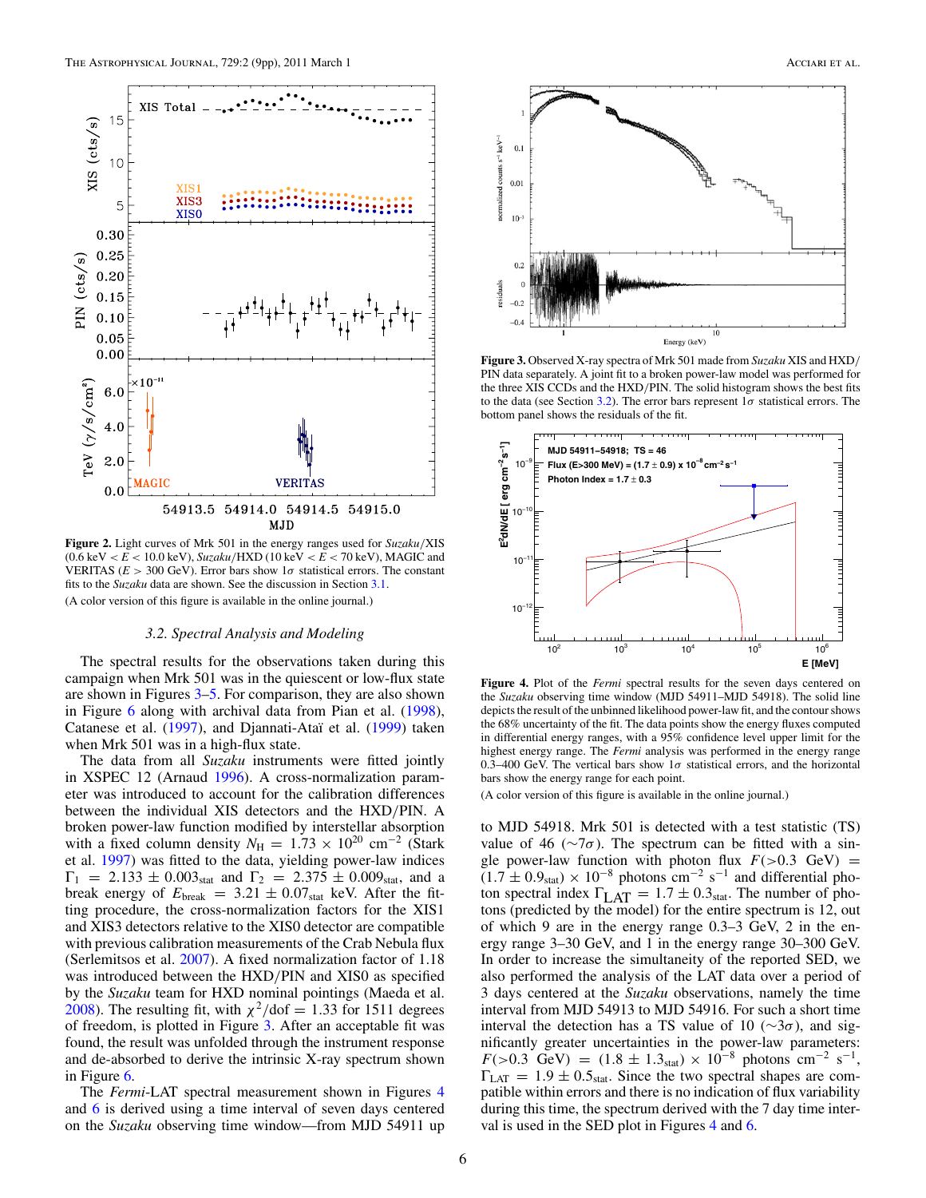**Figure 2.** Light curves of Mrk 501 in the energy ranges used for *Suzaku*/XIS (0.6 keV < $E$ < 10.0 keV), *Suzaku*/HXD (10 keV < $E$ < 70 keV), MAGIC and VERITAS ($E$ > 300 GeV). Error bars show 1$\sigma$ statistical errors. The constant fits to the *Suzaku* data are shown. See the discussion in Section 3.1.

(A color version of this figure is available in the online journal.)

### 3.2. Spectral Analysis and Modeling

The spectral results for the observations taken during this campaign when Mrk 501 was in the quiescent or low-flux state are shown in Figures 3–5. For comparison, they are also shown in Figure 6 along with archival data from Pian et al. (1998), Catanese et al. (1997), and Djannati-Ataï et al. (1999) taken when Mrk 501 was in a high-flux state.

The data from all *Suzaku* instruments were fitted jointly in XSPEC 12 (Arnaud 1996). A cross-normalization parameter was introduced to account for the calibration differences between the individual XIS detectors and the HXD/PIN. A broken power-law function modified by interstellar absorption with a fixed column density $N_{\rm H} = 1.73 \times 10^{20}$ cm$^{-2}$ (Stark et al. 1997) was fitted to the data, yielding power-law indices $\Gamma_1 = 2.133 \pm 0.003_{\rm stat}$ and $\Gamma_2 = 2.375 \pm 0.009_{\rm stat}$, and a break energy of $E_{\rm break} = 3.21 \pm 0.07_{\rm stat}$ keV. After the fitting procedure, the cross-normalization factors for the XIS1 and XIS3 detectors relative to the XIS0 detector are compatible with previous calibration measurements of the Crab Nebula flux (Serlemitsos et al. 2007). A fixed normalization factor of 1.18 was introduced between the HXD/PIN and XIS0 as specified by the *Suzaku* team for HXD nominal pointings (Maeda et al. 2008). The resulting fit, with $\chi^2$/dof = 1.33 for 1511 degrees of freedom, is plotted in Figure 3. After an acceptable fit was found, the result was unfolded through the instrument response and de-absorbed to derive the intrinsic X-ray spectrum shown in Figure 6.

The *Fermi*-LAT spectral measurement shown in Figures 4 and 6 is derived using a time interval of seven days centered on the *Suzaku* observing time window—from MJD 54911 up to MJD 54918. Mrk 501 is detected with a test statistic (TS) value of 46 ($\sim 7\sigma$). The spectrum can be fitted with a single power-law function with photon flux $F(>0.3 \text{ GeV}) = (1.7 \pm 0.9_{\rm stat}) \times 10^{-8}$ photons cm$^{-2}$ s$^{-1}$ and differential photon spectral index $\Gamma_{\rm LAT} = 1.7 \pm 0.3_{\rm stat}$. The number of photons (predicted by the model) for the entire spectrum is 12, out of which 9 are in the energy range 0.3–3 GeV, 2 in the energy range 3–30 GeV, and 1 in the energy range 30–300 GeV. In order to increase the simultaneity of the reported SED, we also performed the analysis of the LAT data over a period of 3 days centered at the *Suzaku* observations, namely the time interval from MJD 54913 to MJD 54916. For such a short time interval the detection has a TS value of 10 ($\sim 3\sigma$), and significantly greater uncertainties in the power-law parameters: $F(>0.3 \text{ GeV}) = (1.8 \pm 1.3_{\rm stat}) \times 10^{-8}$ photons cm$^{-2}$ s$^{-1}$, $\Gamma_{\rm LAT} = 1.9 \pm 0.5_{\rm stat}$. Since the two spectral shapes are compatible within errors and there is no indication of flux variability during this time, the spectrum derived with the 7 day time interval is used in the SED plot in Figures 4 and 6.

**Figure 3.** Observed X-ray spectra of Mrk 501 made from *Suzaku* XIS and HXD/PIN data separately. A joint fit to a broken power-law model was performed for the three XIS CCDs and the HXD/PIN. The solid histogram shows the best fits to the data (see Section 3.2). The error bars represent 1$\sigma$ statistical errors. The bottom panel shows the residuals of the fit.

**Figure 4.** Plot of the *Fermi* spectral results for the seven days centered on the *Suzaku* observing time window (MJD 54911–MJD 54918). The solid line depicts the result of the unbinned likelihood power-law fit, and the contour shows the 68% uncertainty of the fit. The data points show the energy fluxes computed in differential energy ranges, with a 95% confidence level upper limit for the highest energy range. The *Fermi* analysis was performed in the energy range 0.3–400 GeV. The vertical bars show 1$\sigma$ statistical errors, and the horizontal bars show the energy range for each point.

(A color version of this figure is available in the online journal.)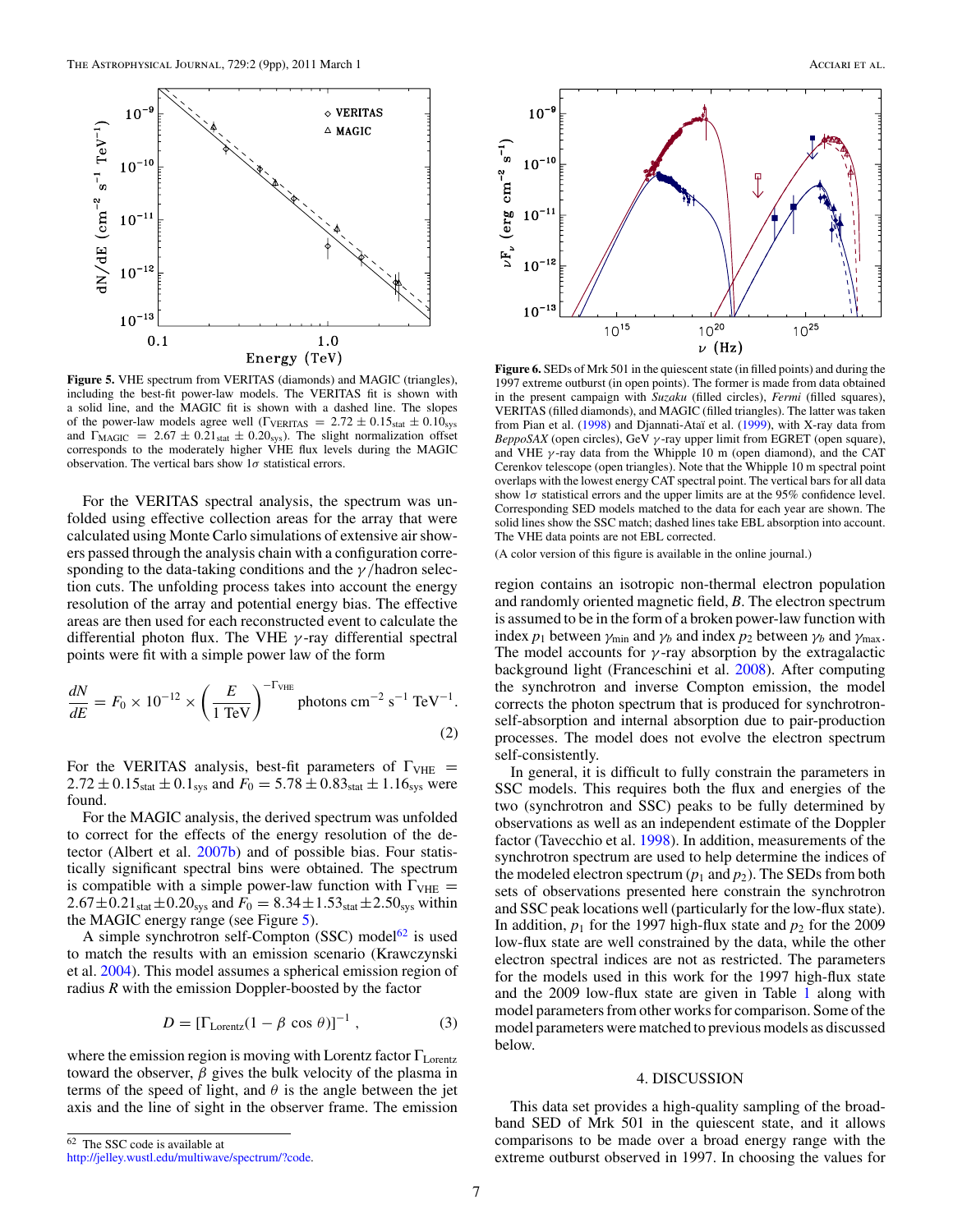**Figure 5.** VHE spectrum from VERITAS (diamonds) and MAGIC (triangles), including the best-fit power-law models. The VERITAS fit is shown with a solid line, and the MAGIC fit is shown with a dashed line. The slopes of the power-law models agree well ($\Gamma_{\mathrm{VERITAS}} = 2.72 \pm 0.15_{\mathrm{stat}} \pm 0.10_{\mathrm{sys}}$ and $\Gamma_{\mathrm{MAGIC}} = 2.67 \pm 0.21_{\mathrm{stat}} \pm 0.20_{\mathrm{sys}}$). The slight normalization offset corresponds to the moderately higher VHE flux levels during the MAGIC observation. The vertical bars show $1\sigma$ statistical errors.

For the VERITAS spectral analysis, the spectrum was unfolded using effective collection areas for the array that were calculated using Monte Carlo simulations of extensive air showers passed through the analysis chain with a configuration corresponding to the data-taking conditions and the $\gamma$/hadron selection cuts. The unfolding process takes into account the energy resolution of the array and potential energy bias. The effective areas are then used for each reconstructed event to calculate the differential photon flux. The VHE $\gamma$-ray differential spectral points were fit with a simple power law of the form

$$\frac{dN}{dE} = F_0 \times 10^{-12} \times \left(\frac{E}{1\ \mathrm{TeV}}\right)^{-\Gamma_{\mathrm{VHE}}} \ \text{photons cm}^{-2}\ \text{s}^{-1}\ \text{TeV}^{-1}. \tag{2}$$

For the VERITAS analysis, best-fit parameters of $\Gamma_{\mathrm{VHE}} = 2.72 \pm 0.15_{\mathrm{stat}} \pm 0.1_{\mathrm{sys}}$ and $F_0 = 5.78 \pm 0.83_{\mathrm{stat}} \pm 1.16_{\mathrm{sys}}$ were found.

For the MAGIC analysis, the derived spectrum was unfolded to correct for the effects of the energy resolution of the detector (Albert et al. 2007b) and of possible bias. Four statistically significant spectral bins were obtained. The spectrum is compatible with a simple power-law function with $\Gamma_{\mathrm{VHE}} = 2.67 \pm 0.21_{\mathrm{stat}} \pm 0.20_{\mathrm{sys}}$ and $F_0 = 8.34 \pm 1.53_{\mathrm{stat}} \pm 2.50_{\mathrm{sys}}$ within the MAGIC energy range (see Figure 5).

A simple synchrotron self-Compton (SSC) model[62] is used to match the results with an emission scenario (Krawczynski et al. 2004). This model assumes a spherical emission region of radius $R$ with the emission Doppler-boosted by the factor

$$D = [\Gamma_{\mathrm{Lorentz}}(1 - \beta \cos \theta)]^{-1}\ , \tag{3}$$

where the emission region is moving with Lorentz factor $\Gamma_{\mathrm{Lorentz}}$ toward the observer, $\beta$ gives the bulk velocity of the plasma in terms of the speed of light, and $\theta$ is the angle between the jet axis and the line of sight in the observer frame. The emission region contains an isotropic non-thermal electron population and randomly oriented magnetic field, $B$. The electron spectrum is assumed to be in the form of a broken power-law function with index $p_1$ between $\gamma_{\mathrm{min}}$ and $\gamma_b$ and index $p_2$ between $\gamma_b$ and $\gamma_{\mathrm{max}}$. The model accounts for $\gamma$-ray absorption by the extragalactic background light (Franceschini et al. 2008). After computing the synchrotron and inverse Compton emission, the model corrects the photon spectrum that is produced for synchrotron-self-absorption and internal absorption due to pair-production processes. The model does not evolve the electron spectrum self-consistently.

[62] The SSC code is available at http://jelley.wustl.edu/multiwave/spectrum/?code.

**Figure 6.** SEDs of Mrk 501 in the quiescent state (in filled points) and during the 1997 extreme outburst (in open points). The former is made from data obtained in the present campaign with *Suzaku* (filled circles), *Fermi* (filled squares), VERITAS (filled diamonds), and MAGIC (filled triangles). The latter was taken from Pian et al. (1998) and Djannati-Ataï et al. (1999), with X-ray data from *BeppoSAX* (open circles), GeV $\gamma$-ray upper limit from EGRET (open square), and VHE $\gamma$-ray data from the Whipple 10 m (open diamond), and the CAT Cerenkov telescope (open triangles). Note that the Whipple 10 m spectral point overlaps with the lowest energy CAT spectral point. The vertical bars for all data show $1\sigma$ statistical errors and the upper limits are at the 95% confidence level. Corresponding SED models matched to the data for each year are shown. The solid lines show the SSC match; dashed lines take EBL absorption into account. The VHE data points are not EBL corrected.

(A color version of this figure is available in the online journal.)

In general, it is difficult to fully constrain the parameters in SSC models. This requires both the flux and energies of the two (synchrotron and SSC) peaks to be fully determined by observations as well as an independent estimate of the Doppler factor (Tavecchio et al. 1998). In addition, measurements of the synchrotron spectrum are used to help determine the indices of the modeled electron spectrum ($p_1$ and $p_2$). The SEDs from both sets of observations presented here constrain the synchrotron and SSC peak locations well (particularly for the low-flux state). In addition, $p_1$ for the 1997 high-flux state and $p_2$ for the 2009 low-flux state are well constrained by the data, while the other electron spectral indices are not as restricted. The parameters for the models used in this work for the 1997 high-flux state and the 2009 low-flux state are given in Table 1 along with model parameters from other works for comparison. Some of the model parameters were matched to previous models as discussed below.

## 4. DISCUSSION

This data set provides a high-quality sampling of the broadband SED of Mrk 501 in the quiescent state, and it allows comparisons to be made over a broad energy range with the extreme outburst observed in 1997. In choosing the values for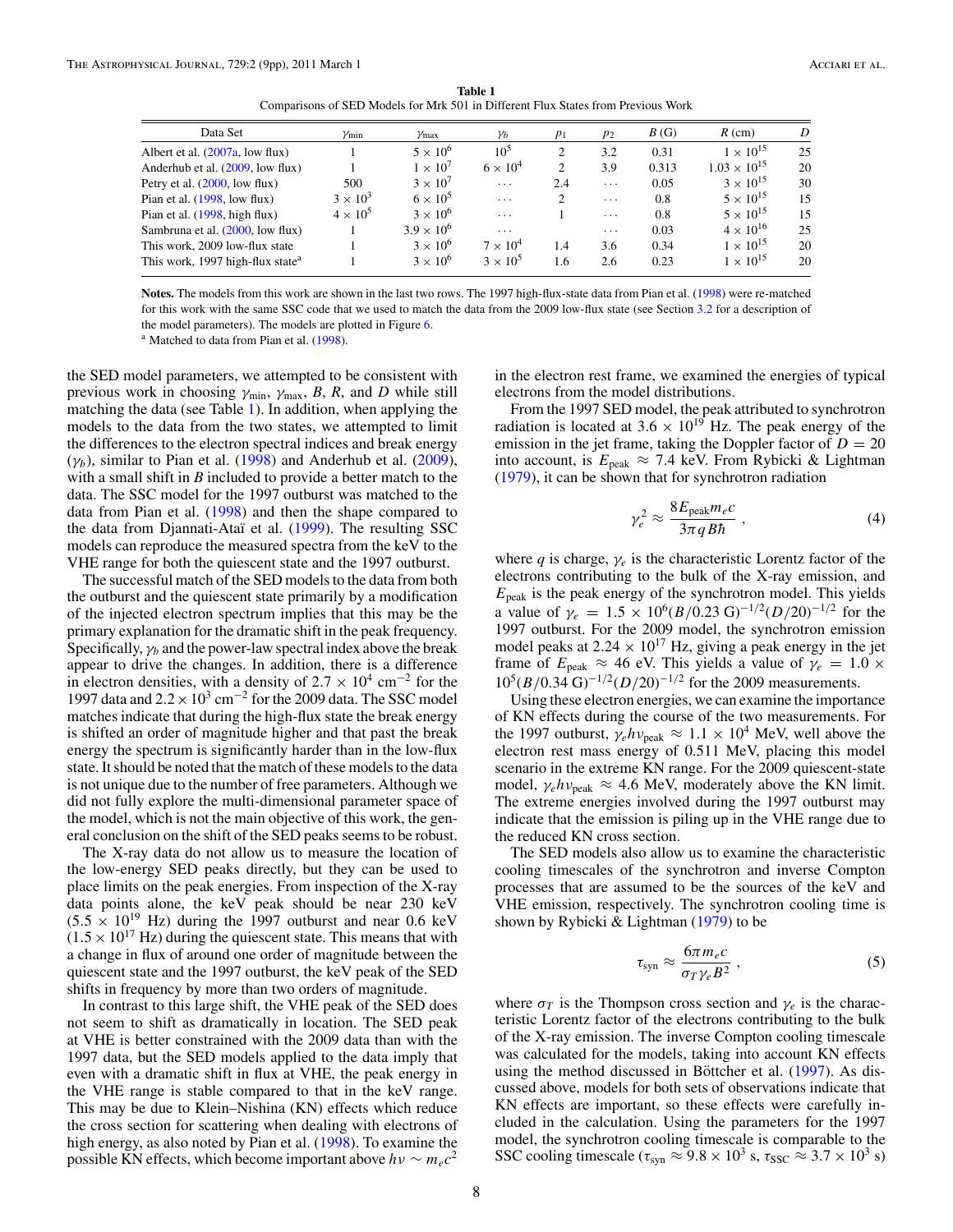**Table 1**

Comparisons of SED Models for Mrk 501 in Different Flux States from Previous Work

| Data Set | $\gamma_{\min}$ | $\gamma_{\max}$ | $\gamma_b$ | $p_1$ | $p_2$ | $B$ (G) | $R$ (cm) | $D$ |
|---|---|---|---|---|---|---|---|---|
| Albert et al. (2007a, low flux) | 1 | $5 \times 10^6$ | $10^5$ | 2 | 3.2 | 0.31 | $1 \times 10^{15}$ | 25 |
| Anderhub et al. (2009, low flux) | 1 | $1 \times 10^7$ | $6 \times 10^4$ | 2 | 3.9 | 0.313 | $1.03 \times 10^{15}$ | 20 |
| Petry et al. (2000, low flux) | 500 | $3 \times 10^7$ | ... | 2.4 | ... | 0.05 | $3 \times 10^{15}$ | 30 |
| Pian et al. (1998, low flux) | $3 \times 10^3$ | $6 \times 10^5$ | ... | 2 | ... | 0.8 | $5 \times 10^{15}$ | 15 |
| Pian et al. (1998, high flux) | $4 \times 10^5$ | $3 \times 10^6$ | ... | 1 | ... | 0.8 | $5 \times 10^{15}$ | 15 |
| Sambruna et al. (2000, low flux) | 1 | $3.9 \times 10^6$ | ... | | ... | 0.03 | $4 \times 10^{16}$ | 25 |
| This work, 2009 low-flux state | 1 | $3 \times 10^6$ | $7 \times 10^4$ | 1.4 | 3.6 | 0.34 | $1 \times 10^{15}$ | 20 |
| This work, 1997 high-flux state[a] | 1 | $3 \times 10^6$ | $3 \times 10^5$ | 1.6 | 2.6 | 0.23 | $1 \times 10^{15}$ | 20 |

**Notes.** The models from this work are shown in the last two rows. The 1997 high-flux-state data from Pian et al. (1998) were re-matched for this work with the same SSC code that we used to match the data from the 2009 low-flux state (see Section 3.2 for a description of the model parameters). The models are plotted in Figure 6.

[a] Matched to data from Pian et al. (1998).

the SED model parameters, we attempted to be consistent with previous work in choosing $\gamma_{\min}$, $\gamma_{\max}$, $B$, $R$, and $D$ while still matching the data (see Table 1). In addition, when applying the models to the data from the two states, we attempted to limit the differences to the electron spectral indices and break energy ($\gamma_b$), similar to Pian et al. (1998) and Anderhub et al. (2009), with a small shift in $B$ included to provide a better match to the data. The SSC model for the 1997 outburst was matched to the data from Pian et al. (1998) and then compared to the data from Djannati-Ataï et al. (1999). The resulting SSC models can reproduce the measured spectra from the keV to the VHE range for both the quiescent state and the 1997 outburst.

The successful match of the SED models to the data from both the outburst and the quiescent state primarily by a modification of the injected electron spectrum implies that this may be the primary explanation for the dramatic shift in the peak frequency. Specifically, $\gamma_b$ and the power-law spectral index above the break appear to drive the changes. In addition, there is a difference in electron densities, with a density of $2.7 \times 10^4$ cm$^{-2}$ for the 1997 data and $2.2 \times 10^3$ cm$^{-2}$ for the 2009 data. The SSC model matches indicate that during the high-flux state the break energy is shifted an order of magnitude higher and that past the break energy the spectrum is significantly harder than in the low-flux state. It should be noted that the match of these models to the data is not unique due to the number of free parameters. Although we did not fully explore the multi-dimensional parameter space of the model, which is not the main objective of this work, the general conclusion on the shift of the SED peaks seems to be robust.

The X-ray data do not allow us to measure the location of the low-energy SED peaks directly, but they can be used to place limits on the peak energies. From inspection of the X-ray data points alone, the keV peak should be near 230 keV ($5.5 \times 10^{19}$ Hz) during the 1997 outburst and near 0.6 keV ($1.5 \times 10^{17}$ Hz) during the quiescent state. This means that with a change in flux of around one order of magnitude between the quiescent state and the 1997 outburst, the keV peak of the SED shifts in frequency by more than two orders of magnitude.

In contrast to this large shift, the VHE peak of the SED does not seem to shift as dramatically in location. The SED peak at VHE is better constrained with the 2009 data than with the 1997 data, but the SED models applied to the data imply that even with a dramatic shift in flux at VHE, the peak energy in the VHE range is stable compared to that in the keV range. This may be due to Klein–Nishina (KN) effects which reduce the cross section for scattering when dealing with electrons of high energy, as also noted by Pian et al. (1998). To examine the possible KN effects, which become important above $h\nu \sim m_e c^2$ in the electron rest frame, we examined the energies of typical electrons from the model distributions.

From the 1997 SED model, the peak attributed to synchrotron radiation is located at $3.6 \times 10^{19}$ Hz. The peak energy of the emission in the jet frame, taking the Doppler factor of $D = 20$ into account, is $E_{\text{peak}} \approx 7.4$ keV. From Rybicki & Lightman (1979), it can be shown that for synchrotron radiation

$$\gamma_e^2 \approx \frac{8 E_{\text{peak}} m_e c}{3\pi q B \hbar}, \tag{4}$$

where $q$ is charge, $\gamma_e$ is the characteristic Lorentz factor of the electrons contributing to the bulk of the X-ray emission, and $E_{\text{peak}}$ is the peak energy of the synchrotron model. This yields a value of $\gamma_e = 1.5 \times 10^6 (B/0.23\ \text{G})^{-1/2} (D/20)^{-1/2}$ for the 1997 outburst. For the 2009 model, the synchrotron emission model peaks at $2.24 \times 10^{17}$ Hz, giving a peak energy in the jet frame of $E_{\text{peak}} \approx 46$ eV. This yields a value of $\gamma_e = 1.0 \times 10^5 (B/0.34\ \text{G})^{-1/2} (D/20)^{-1/2}$ for the 2009 measurements.

Using these electron energies, we can examine the importance of KN effects during the course of the two measurements. For the 1997 outburst, $\gamma_e h\nu_{\text{peak}} \approx 1.1 \times 10^4$ MeV, well above the electron rest mass energy of 0.511 MeV, placing this model scenario in the extreme KN range. For the 2009 quiescent-state model, $\gamma_e h\nu_{\text{peak}} \approx 4.6$ MeV, moderately above the KN limit. The extreme energies involved during the 1997 outburst may indicate that the emission is piling up in the VHE range due to the reduced KN cross section.

The SED models also allow us to examine the characteristic cooling timescales of the synchrotron and inverse Compton processes that are assumed to be the sources of the keV and VHE emission, respectively. The synchrotron cooling time is shown by Rybicki & Lightman (1979) to be

$$\tau_{\text{syn}} \approx \frac{6\pi m_e c}{\sigma_T \gamma_e B^2}, \tag{5}$$

where $\sigma_T$ is the Thompson cross section and $\gamma_e$ is the characteristic Lorentz factor of the electrons contributing to the bulk of the X-ray emission. The inverse Compton cooling timescale was calculated for the models, taking into account KN effects using the method discussed in Böttcher et al. (1997). As discussed above, models for both sets of observations indicate that KN effects are important, so these effects were carefully included in the calculation. Using the parameters for the 1997 model, the synchrotron cooling timescale is comparable to the SSC cooling timescale ($\tau_{\text{syn}} \approx 9.8 \times 10^3$ s, $\tau_{\text{SSC}} \approx 3.7 \times 10^3$ s)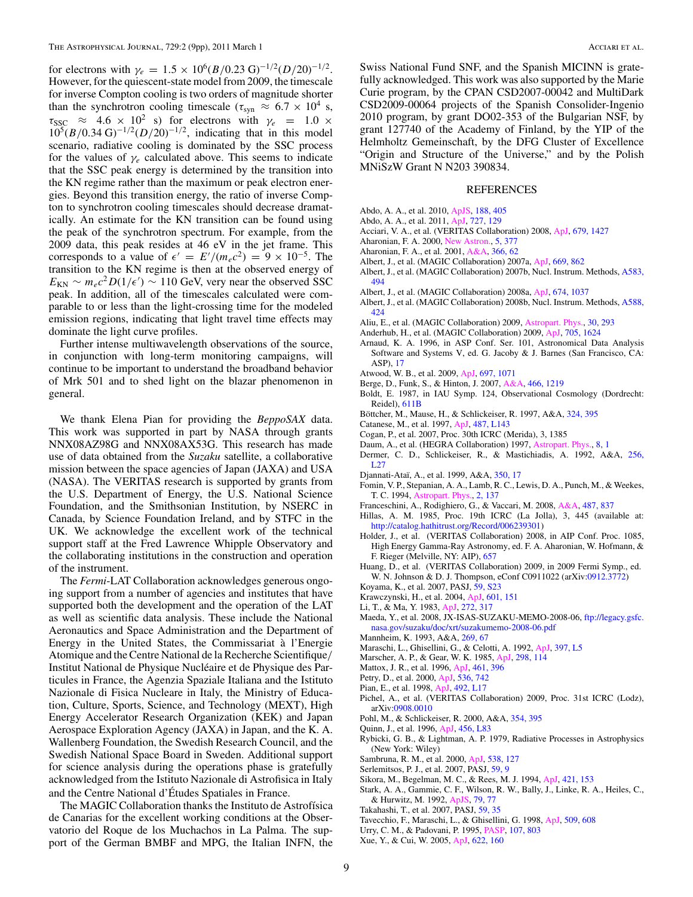for electrons with $\gamma_e = 1.5 \times 10^6 (B/0.23\ \mathrm{G})^{-1/2}(D/20)^{-1/2}$. However, for the quiescent-state model from 2009, the timescale for inverse Compton cooling is two orders of magnitude shorter than the synchrotron cooling timescale ($\tau_{\rm syn} \approx 6.7 \times 10^4$ s, $\tau_{\rm SSC} \approx 4.6 \times 10^2$ s) for electrons with $\gamma_e = 1.0 \times 10^5 (B/0.34\ \mathrm{G})^{-1/2}(D/20)^{-1/2}$, indicating that in this model scenario, radiative cooling is dominated by the SSC process for the values of $\gamma_e$ calculated above. This seems to indicate that the SSC peak energy is determined by the transition into the KN regime rather than the maximum or peak electron energies. Beyond this transition energy, the ratio of inverse Compton to synchrotron cooling timescales should decrease dramatically. An estimate for the KN transition can be found using the peak of the synchrotron spectrum. For example, from the 2009 data, this peak resides at 46 eV in the jet frame. This corresponds to a value of $\epsilon' = E'/(m_e c^2) = 9 \times 10^{-5}$. The transition to the KN regime is then at the observed energy of $E_{\rm KN} \sim m_e c^2 D (1/\epsilon') \sim 110$ GeV, very near the observed SSC peak. In addition, all of the timescales calculated were comparable to or less than the light-crossing time for the modeled emission regions, indicating that light travel time effects may dominate the light curve profiles.

Further intense multiwavelength observations of the source, in conjunction with long-term monitoring campaigns, will continue to be important to understand the broadband behavior of Mrk 501 and to shed light on the blazar phenomenon in general.

We thank Elena Pian for providing the *BeppoSAX* data. This work was supported in part by NASA through grants NNX08AZ98G and NNX08AX53G. This research has made use of data obtained from the *Suzaku* satellite, a collaborative mission between the space agencies of Japan (JAXA) and USA (NASA). The VERITAS research is supported by grants from the U.S. Department of Energy, the U.S. National Science Foundation, and the Smithsonian Institution, by NSERC in Canada, by Science Foundation Ireland, and by STFC in the UK. We acknowledge the excellent work of the technical support staff at the Fred Lawrence Whipple Observatory and the collaborating institutions in the construction and operation of the instrument.

The *Fermi*-LAT Collaboration acknowledges generous ongoing support from a number of agencies and institutes that have supported both the development and the operation of the LAT as well as scientific data analysis. These include the National Aeronautics and Space Administration and the Department of Energy in the United States, the Commissariat à l'Energie Atomique and the Centre National de la Recherche Scientifique/Institut National de Physique Nucléaire et de Physique des Particules in France, the Agenzia Spaziale Italiana and the Istituto Nazionale di Fisica Nucleare in Italy, the Ministry of Education, Culture, Sports, Science, and Technology (MEXT), High Energy Accelerator Research Organization (KEK) and Japan Aerospace Exploration Agency (JAXA) in Japan, and the K. A. Wallenberg Foundation, the Swedish Research Council, and the Swedish National Space Board in Sweden. Additional support for science analysis during the operations phase is gratefully acknowledged from the Istituto Nazionale di Astrofisica in Italy and the Centre National d'Études Spatiales in France.

The MAGIC Collaboration thanks the Instituto de Astrofísica de Canarias for the excellent working conditions at the Observatorio del Roque de los Muchachos in La Palma. The support of the German BMBF and MPG, the Italian INFN, the Swiss National Fund SNF, and the Spanish MICINN is gratefully acknowledged. This work was also supported by the Marie Curie program, by the CPAN CSD2007-00042 and MultiDark CSD2009-00064 projects of the Spanish Consolider-Ingenio 2010 program, by grant DO02-353 of the Bulgarian NSF, by grant 127740 of the Academy of Finland, by the YIP of the Helmholtz Gemeinschaft, by the DFG Cluster of Excellence "Origin and Structure of the Universe," and by the Polish MNiSzW Grant N N203 390834.

## REFERENCES

Abdo, A. A., et al. 2010, ApJS, 188, 405
Abdo, A. A., et al. 2011, ApJ, 727, 129
Acciari, V. A., et al. (VERITAS Collaboration) 2008, ApJ, 679, 1427
Aharonian, F. A. 2000, New Astron., 5, 377
Aharonian, F. A., et al. 2001, A&A, 366, 62
Albert, J., et al. (MAGIC Collaboration) 2007a, ApJ, 669, 862
Albert, J., et al. (MAGIC Collaboration) 2007b, Nucl. Instrum. Methods, A583, 494
Albert, J., et al. (MAGIC Collaboration) 2008a, ApJ, 674, 1037
Albert, J., et al. (MAGIC Collaboration) 2008b, Nucl. Instrum. Methods, A588, 424
Aliu, E., et al. (MAGIC Collaboration) 2009, Astropart. Phys., 30, 293
Anderhub, H., et al. (MAGIC Collaboration) 2009, ApJ, 705, 1624
Arnaud, K. A. 1996, in ASP Conf. Ser. 101, Astronomical Data Analysis Software and Systems V, ed. G. Jacoby & J. Barnes (San Francisco, CA: ASP), 17
Atwood, W. B., et al. 2009, ApJ, 697, 1071
Berge, D., Funk, S., & Hinton, J. 2007, A&A, 466, 1219
Boldt, E. 1987, in IAU Symp. 124, Observational Cosmology (Dordrecht: Reidel), 611B
Böttcher, M., Mause, H., & Schlickeiser, R. 1997, A&A, 324, 395
Catanese, M., et al. 1997, ApJ, 487, L143
Cogan, P., et al. 2007, Proc. 30th ICRC (Merida), 3, 1385
Daum, A., et al. (HEGRA Collaboration) 1997, Astropart. Phys., 8, 1
Dermer, C. D., Schlickeiser, R., & Mastichiadis, A. 1992, A&A, 256, L27
Djannati-Ataï, A., et al. 1999, A&A, 350, 17
Fomin, V. P., Stepanian, A. A., Lamb, R. C., Lewis, D. A., Punch, M., & Weekes, T. C. 1994, Astropart. Phys., 2, 137
Franceschini, A., Rodighiero, G., & Vaccari, M. 2008, A&A, 487, 837
Hillas, A. M. 1985, Proc. 19th ICRC (La Jolla), 3, 445 (available at: http://catalog.hathitrust.org/Record/006239301)
Holder, J., et al. (VERITAS Collaboration) 2008, in AIP Conf. Proc. 1085, High Energy Gamma-Ray Astronomy, ed. F. A. Aharonian, W. Hofmann, & F. Rieger (Melville, NY: AIP), 657
Huang, D., et al. (VERITAS Collaboration) 2009, in 2009 Fermi Symp., ed. W. N. Johnson & D. J. Thompson, eConf C0911022 (arXiv:0912.3772)
Koyama, K., et al. 2007, PASJ, 59, S23
Krawczynski, H., et al. 2004, ApJ, 601, 151
Li, T., & Ma, Y. 1983, ApJ, 272, 317
Maeda, Y., et al. 2008, JX-ISAS-SUZAKU-MEMO-2008-06, ftp://legacy.gsfc.nasa.gov/suzaku/doc/xrt/suzakumemo-2008-06.pdf
Mannheim, K. 1993, A&A, 269, 67
Maraschi, L., Ghisellini, G., & Celotti, A. 1992, ApJ, 397, L5
Marscher, A. P., & Gear, W. K. 1985, ApJ, 298, 114
Mattox, J. R., et al. 1996, ApJ, 461, 396
Petry, D., et al. 2000, ApJ, 536, 742
Pian, E., et al. 1998, ApJ, 492, L17
Pichel, A., et al. (VERITAS Collaboration) 2009, Proc. 31st ICRC (Lodz), arXiv:0908.0010
Pohl, M., & Schlickeiser, R. 2000, A&A, 354, 395
Quinn, J., et al. 1996, ApJ, 456, L83
Rybicki, G. B., & Lightman, A. P. 1979, Radiative Processes in Astrophysics (New York: Wiley)
Sambruna, R. M., et al. 2000, ApJ, 538, 127
Serlemitsos, P. J., et al. 2007, PASJ, 59, 9
Sikora, M., Begelman, M. C., & Rees, M. J. 1994, ApJ, 421, 153
Stark, A. A., Gammie, C. F., Wilson, R. W., Bally, J., Linke, R. A., Heiles, C., & Hurwitz, M. 1992, ApJS, 79, 77
Takahashi, T., et al. 2007, PASJ, 59, 35
Tavecchio, F., Maraschi, L., & Ghisellini, G. 1998, ApJ, 509, 608
Urry, C. M., & Padovani, P. 1995, PASP, 107, 803
Xue, Y., & Cui, W. 2005, ApJ, 622, 160